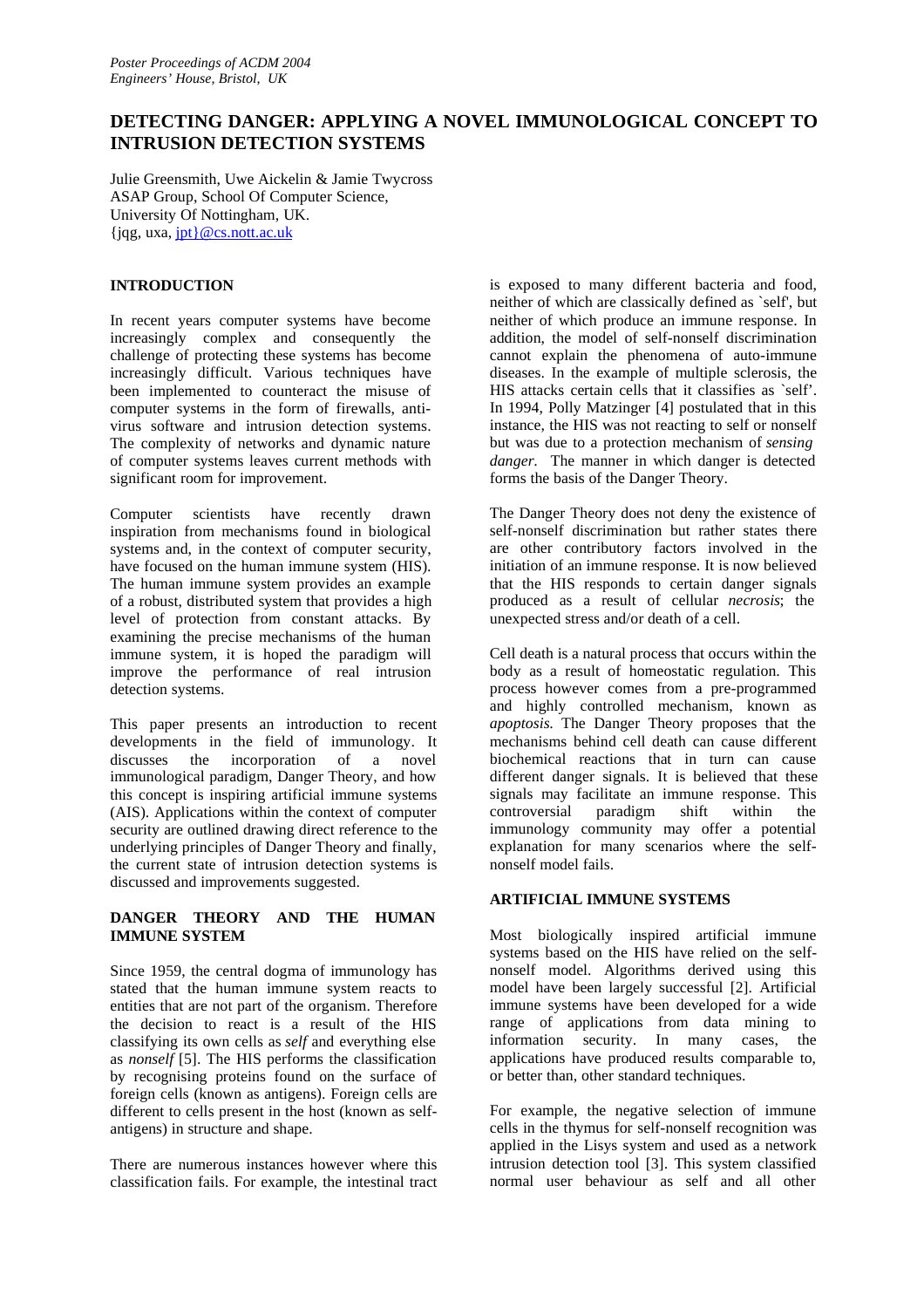*Poster Proceedings of ACDM 2004*
*Engineers' House, Bristol, UK*

# DETECTING DANGER: APPLYING A NOVEL IMMUNOLOGICAL CONCEPT TO INTRUSION DETECTION SYSTEMS

Julie Greensmith, Uwe Aickelin & Jamie Twycross
ASAP Group, School Of Computer Science,
University Of Nottingham, UK.
{jqg, uxa, jpt}@cs.nott.ac.uk

## INTRODUCTION

In recent years computer systems have become increasingly complex and consequently the challenge of protecting these systems has become increasingly difficult. Various techniques have been implemented to counteract the misuse of computer systems in the form of firewalls, anti-virus software and intrusion detection systems. The complexity of networks and dynamic nature of computer systems leaves current methods with significant room for improvement.

Computer scientists have recently drawn inspiration from mechanisms found in biological systems and, in the context of computer security, have focused on the human immune system (HIS). The human immune system provides an example of a robust, distributed system that provides a high level of protection from constant attacks. By examining the precise mechanisms of the human immune system, it is hoped the paradigm will improve the performance of real intrusion detection systems.

This paper presents an introduction to recent developments in the field of immunology. It discusses the incorporation of a novel immunological paradigm, Danger Theory, and how this concept is inspiring artificial immune systems (AIS). Applications within the context of computer security are outlined drawing direct reference to the underlying principles of Danger Theory and finally, the current state of intrusion detection systems is discussed and improvements suggested.

## DANGER THEORY AND THE HUMAN IMMUNE SYSTEM

Since 1959, the central dogma of immunology has stated that the human immune system reacts to entities that are not part of the organism. Therefore the decision to react is a result of the HIS classifying its own cells as *self* and everything else as *nonself* [5]. The HIS performs the classification by recognising proteins found on the surface of foreign cells (known as antigens). Foreign cells are different to cells present in the host (known as self-antigens) in structure and shape.

There are numerous instances however where this classification fails. For example, the intestinal tract is exposed to many different bacteria and food, neither of which are classically defined as `self', but neither of which produce an immune response. In addition, the model of self-nonself discrimination cannot explain the phenomena of auto-immune diseases. In the example of multiple sclerosis, the HIS attacks certain cells that it classifies as `self'. In 1994, Polly Matzinger [4] postulated that in this instance, the HIS was not reacting to self or nonself but was due to a protection mechanism of *sensing danger*. The manner in which danger is detected forms the basis of the Danger Theory.

The Danger Theory does not deny the existence of self-nonself discrimination but rather states there are other contributory factors involved in the initiation of an immune response. It is now believed that the HIS responds to certain danger signals produced as a result of cellular *necrosis*; the unexpected stress and/or death of a cell.

Cell death is a natural process that occurs within the body as a result of homeostatic regulation. This process however comes from a pre-programmed and highly controlled mechanism, known as *apoptosis.* The Danger Theory proposes that the mechanisms behind cell death can cause different biochemical reactions that in turn can cause different danger signals. It is believed that these signals may facilitate an immune response. This controversial paradigm shift within the immunology community may offer a potential explanation for many scenarios where the self-nonself model fails.

## ARTIFICIAL IMMUNE SYSTEMS

Most biologically inspired artificial immune systems based on the HIS have relied on the self-nonself model. Algorithms derived using this model have been largely successful [2]. Artificial immune systems have been developed for a wide range of applications from data mining to information security. In many cases, the applications have produced results comparable to, or better than, other standard techniques.

For example, the negative selection of immune cells in the thymus for self-nonself recognition was applied in the Lisys system and used as a network intrusion detection tool [3]. This system classified normal user behaviour as self and all other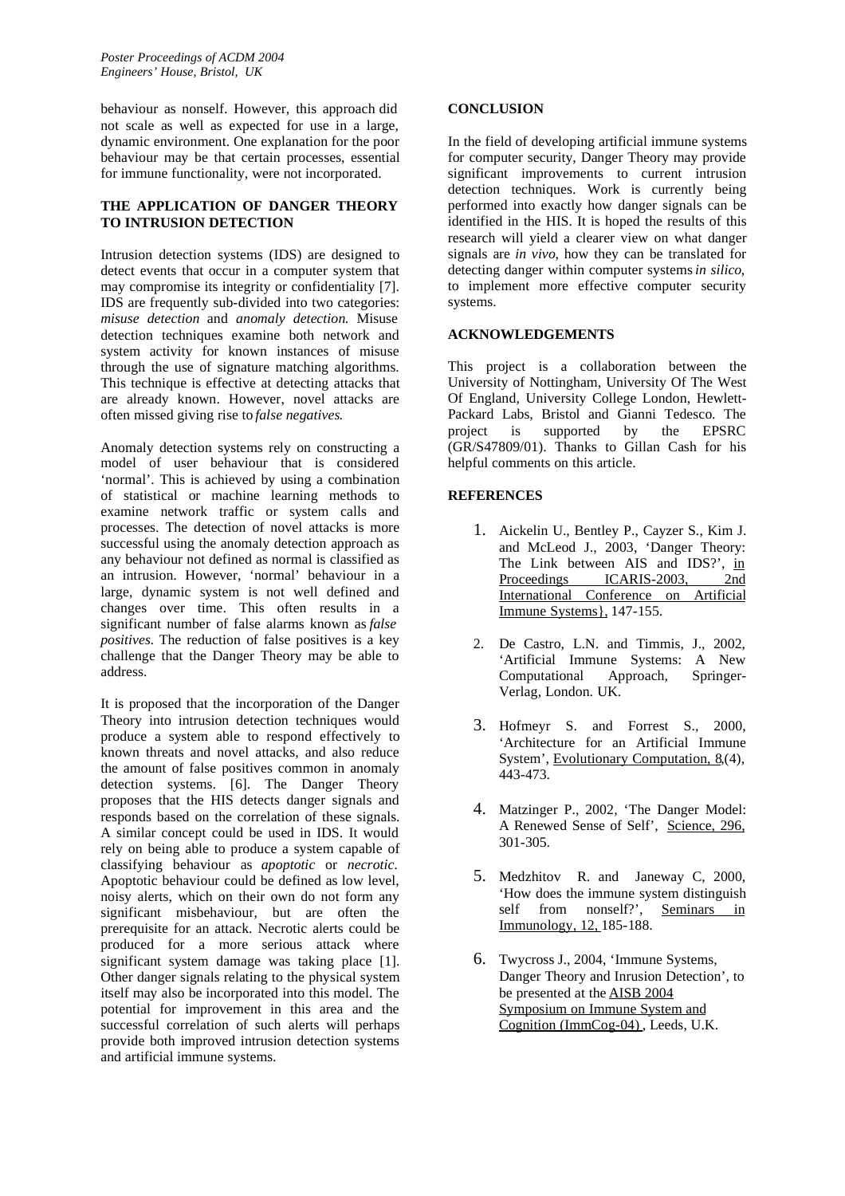behaviour as nonself. However, this approach did not scale as well as expected for use in a large, dynamic environment. One explanation for the poor behaviour may be that certain processes, essential for immune functionality, were not incorporated.

## THE APPLICATION OF DANGER THEORY TO INTRUSION DETECTION

Intrusion detection systems (IDS) are designed to detect events that occur in a computer system that may compromise its integrity or confidentiality [7]. IDS are frequently sub-divided into two categories: *misuse detection* and *anomaly detection*. Misuse detection techniques examine both network and system activity for known instances of misuse through the use of signature matching algorithms. This technique is effective at detecting attacks that are already known. However, novel attacks are often missed giving rise to *false negatives*.

Anomaly detection systems rely on constructing a model of user behaviour that is considered 'normal'. This is achieved by using a combination of statistical or machine learning methods to examine network traffic or system calls and processes. The detection of novel attacks is more successful using the anomaly detection approach as any behaviour not defined as normal is classified as an intrusion. However, 'normal' behaviour in a large, dynamic system is not well defined and changes over time. This often results in a significant number of false alarms known as *false positives*. The reduction of false positives is a key challenge that the Danger Theory may be able to address.

It is proposed that the incorporation of the Danger Theory into intrusion detection techniques would produce a system able to respond effectively to known threats and novel attacks, and also reduce the amount of false positives common in anomaly detection systems. [6]. The Danger Theory proposes that the HIS detects danger signals and responds based on the correlation of these signals. A similar concept could be used in IDS. It would rely on being able to produce a system capable of classifying behaviour as *apoptotic* or *necrotic*. Apoptotic behaviour could be defined as low level, noisy alerts, which on their own do not form any significant misbehaviour, but are often the prerequisite for an attack. Necrotic alerts could be produced for a more serious attack where significant system damage was taking place [1]. Other danger signals relating to the physical system itself may also be incorporated into this model. The potential for improvement in this area and the successful correlation of such alerts will perhaps provide both improved intrusion detection systems and artificial immune systems.

## CONCLUSION

In the field of developing artificial immune systems for computer security, Danger Theory may provide significant improvements to current intrusion detection techniques. Work is currently being performed into exactly how danger signals can be identified in the HIS. It is hoped the results of this research will yield a clearer view on what danger signals are *in vivo*, how they can be translated for detecting danger within computer systems *in silico*, to implement more effective computer security systems.

## ACKNOWLEDGEMENTS

This project is a collaboration between the University of Nottingham, University Of The West Of England, University College London, Hewlett-Packard Labs, Bristol and Gianni Tedesco. The project is supported by the EPSRC (GR/S47809/01). Thanks to Gillan Cash for his helpful comments on this article.

## REFERENCES

1. Aickelin U., Bentley P., Cayzer S., Kim J. and McLeod J., 2003, 'Danger Theory: The Link between AIS and IDS?', in Proceedings ICARIS-2003, 2nd International Conference on Artificial Immune Systems}, 147-155.

2. De Castro, L.N. and Timmis, J., 2002, 'Artificial Immune Systems: A New Computational Approach, Springer-Verlag, London. UK.

3. Hofmeyr S. and Forrest S., 2000, 'Architecture for an Artificial Immune System', Evolutionary Computation, 8,(4), 443-473.

4. Matzinger P., 2002, 'The Danger Model: A Renewed Sense of Self', Science, 296, 301-305.

5. Medzhitov R. and Janeway C, 2000, 'How does the immune system distinguish self from nonself?', Seminars in Immunology, 12, 185-188.

6. Twycross J., 2004, 'Immune Systems, Danger Theory and Inrusion Detection', to be presented at the AISB 2004 Symposium on Immune System and Cognition (ImmCog-04), Leeds, U.K.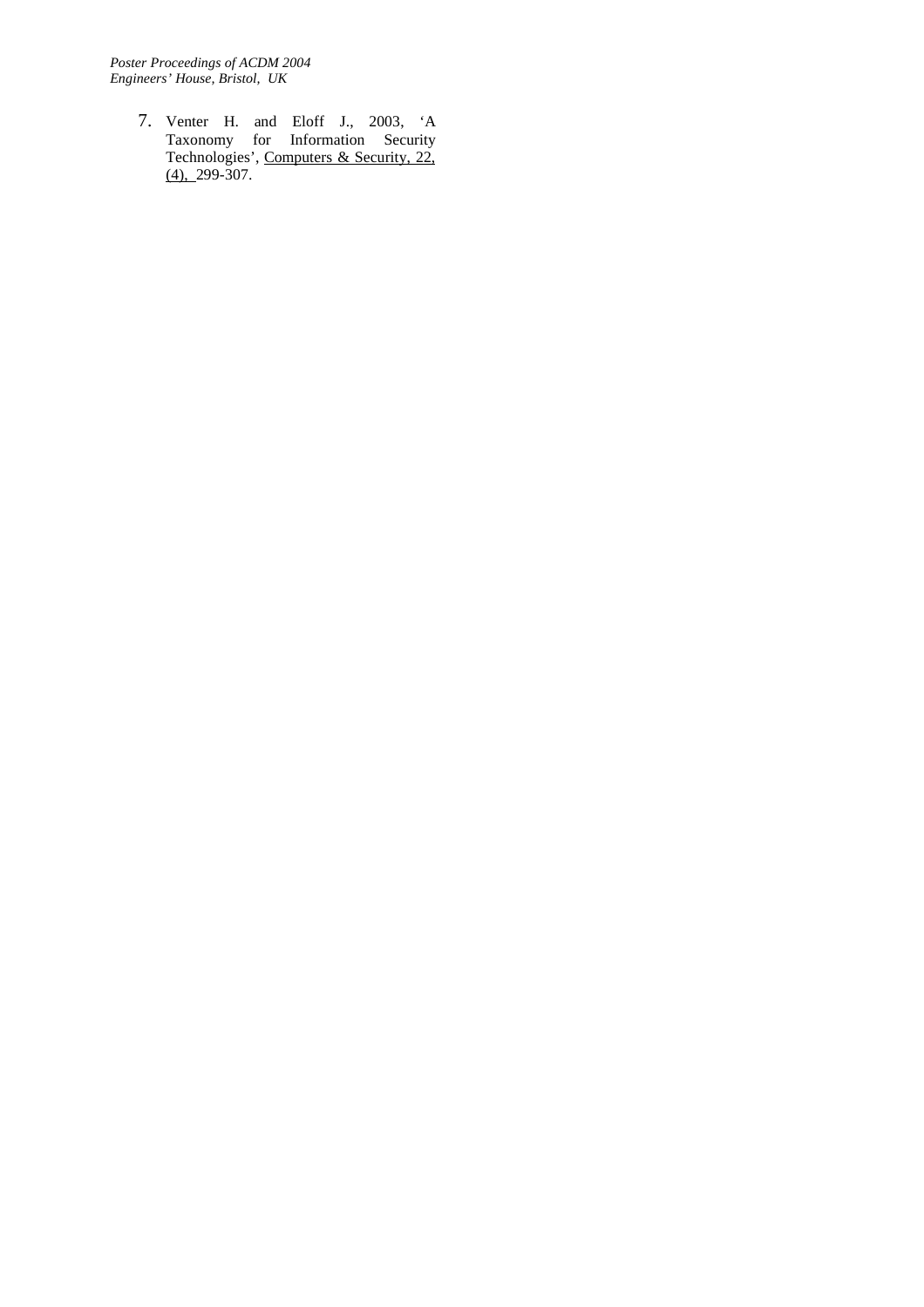7. Venter H. and Eloff J., 2003, 'A Taxonomy for Information Security Technologies', Computers & Security, 22, (4), 299-307.